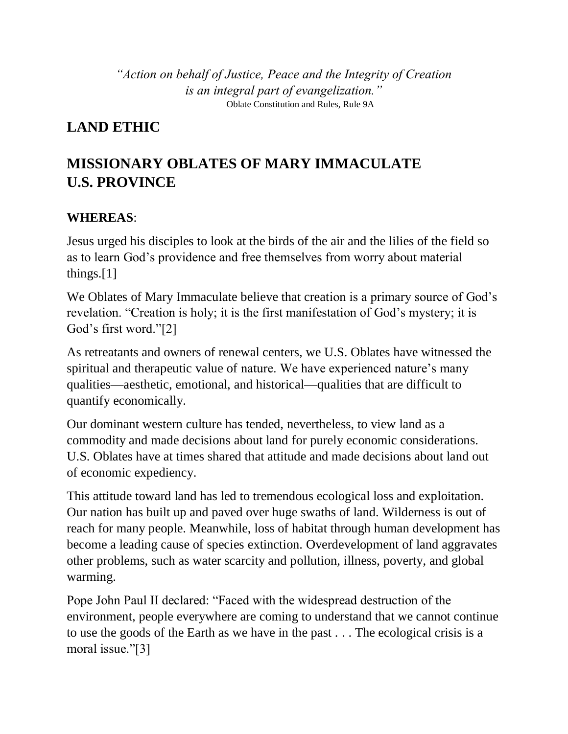*"Action on behalf of Justice, Peace and the Integrity of Creation is an integral part of evangelization."*
Oblate Constitution and Rules, Rule 9A

# LAND ETHIC

# MISSIONARY OBLATES OF MARY IMMACULATE U.S. PROVINCE

**WHEREAS**:

Jesus urged his disciples to look at the birds of the air and the lilies of the field so as to learn God's providence and free themselves from worry about material things.[1]

We Oblates of Mary Immaculate believe that creation is a primary source of God's revelation. "Creation is holy; it is the first manifestation of God's mystery; it is God's first word."[2]

As retreatants and owners of renewal centers, we U.S. Oblates have witnessed the spiritual and therapeutic value of nature. We have experienced nature's many qualities—aesthetic, emotional, and historical—qualities that are difficult to quantify economically.

Our dominant western culture has tended, nevertheless, to view land as a commodity and made decisions about land for purely economic considerations. U.S. Oblates have at times shared that attitude and made decisions about land out of economic expediency.

This attitude toward land has led to tremendous ecological loss and exploitation. Our nation has built up and paved over huge swaths of land. Wilderness is out of reach for many people. Meanwhile, loss of habitat through human development has become a leading cause of species extinction. Overdevelopment of land aggravates other problems, such as water scarcity and pollution, illness, poverty, and global warming.

Pope John Paul II declared: "Faced with the widespread destruction of the environment, people everywhere are coming to understand that we cannot continue to use the goods of the Earth as we have in the past . . . The ecological crisis is a moral issue."[3]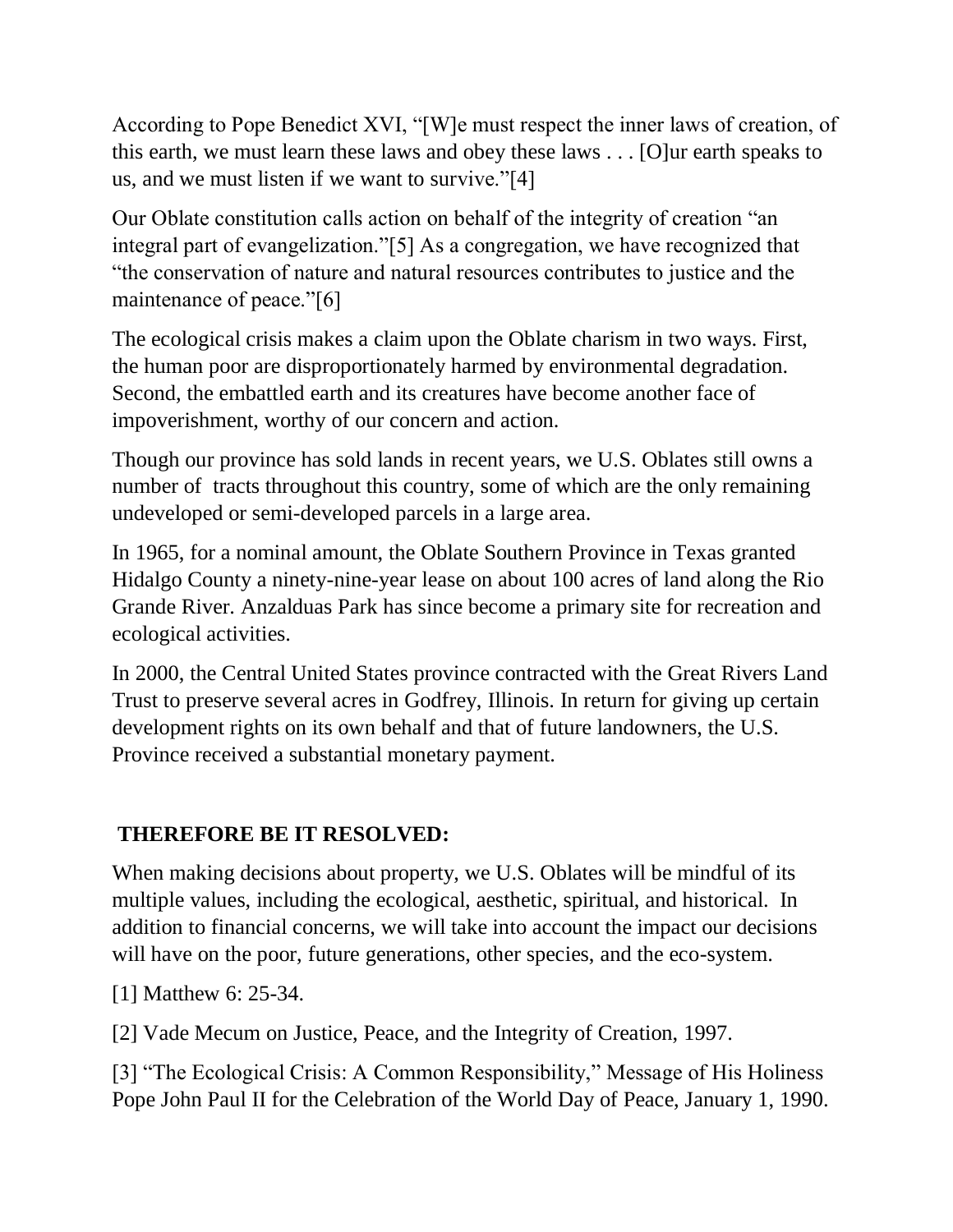According to Pope Benedict XVI, "[W]e must respect the inner laws of creation, of this earth, we must learn these laws and obey these laws . . . [O]ur earth speaks to us, and we must listen if we want to survive."[4]

Our Oblate constitution calls action on behalf of the integrity of creation "an integral part of evangelization."[5] As a congregation, we have recognized that "the conservation of nature and natural resources contributes to justice and the maintenance of peace."[6]

The ecological crisis makes a claim upon the Oblate charism in two ways. First, the human poor are disproportionately harmed by environmental degradation. Second, the embattled earth and its creatures have become another face of impoverishment, worthy of our concern and action.

Though our province has sold lands in recent years, we U.S. Oblates still owns a number of tracts throughout this country, some of which are the only remaining undeveloped or semi-developed parcels in a large area.

In 1965, for a nominal amount, the Oblate Southern Province in Texas granted Hidalgo County a ninety-nine-year lease on about 100 acres of land along the Rio Grande River. Anzalduas Park has since become a primary site for recreation and ecological activities.

In 2000, the Central United States province contracted with the Great Rivers Land Trust to preserve several acres in Godfrey, Illinois. In return for giving up certain development rights on its own behalf and that of future landowners, the U.S. Province received a substantial monetary payment.

**THEREFORE BE IT RESOLVED:**

When making decisions about property, we U.S. Oblates will be mindful of its multiple values, including the ecological, aesthetic, spiritual, and historical. In addition to financial concerns, we will take into account the impact our decisions will have on the poor, future generations, other species, and the eco-system.

[1] Matthew 6: 25-34.

[2] Vade Mecum on Justice, Peace, and the Integrity of Creation, 1997.

[3] "The Ecological Crisis: A Common Responsibility," Message of His Holiness Pope John Paul II for the Celebration of the World Day of Peace, January 1, 1990.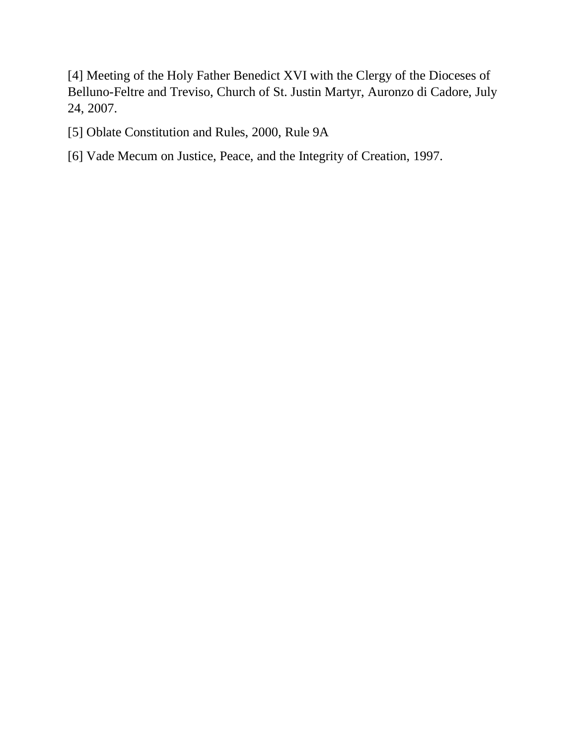[4] Meeting of the Holy Father Benedict XVI with the Clergy of the Dioceses of Belluno-Feltre and Treviso, Church of St. Justin Martyr, Auronzo di Cadore, July 24, 2007.

[5] Oblate Constitution and Rules, 2000, Rule 9A

[6] Vade Mecum on Justice, Peace, and the Integrity of Creation, 1997.